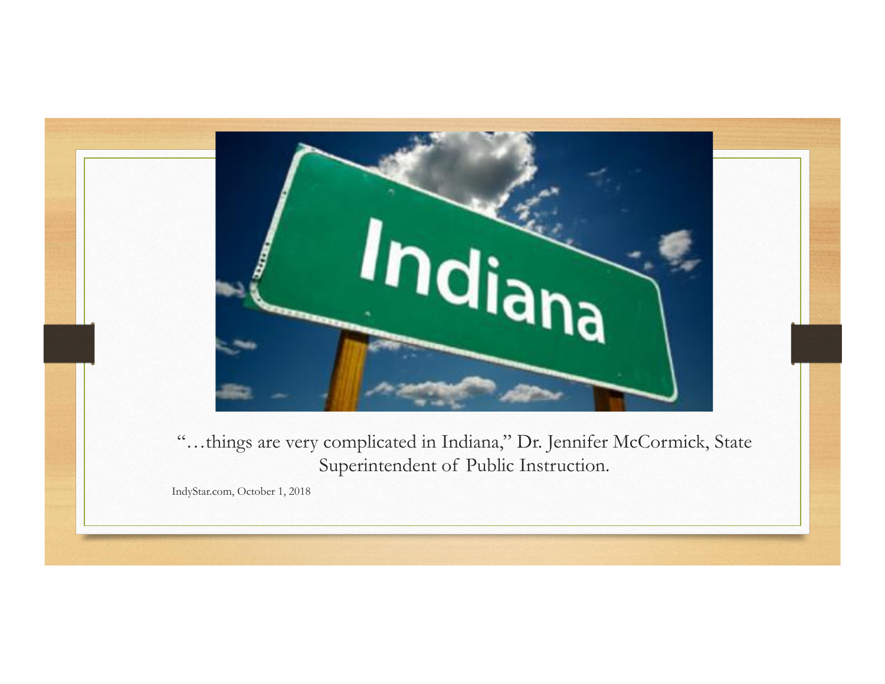"…things are very complicated in Indiana," Dr. Jennifer McCormick, State Superintendent of Public Instruction.

IndyStar.com, October 1, 2018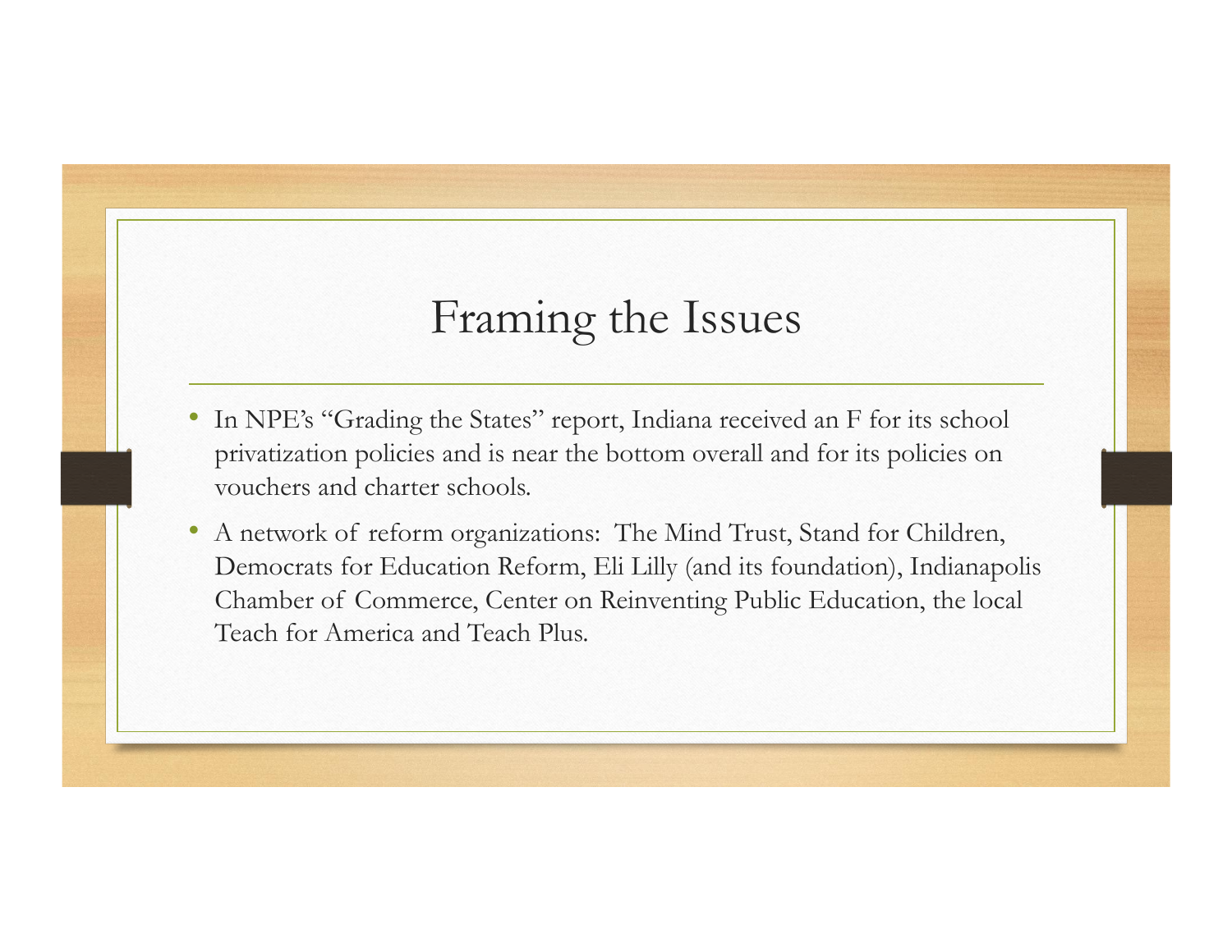# Framing the Issues

- In NPE's "Grading the States" report, Indiana received an F for its school privatization policies and is near the bottom overall and for its policies on vouchers and charter schools.
- A network of reform organizations: The Mind Trust, Stand for Children, Democrats for Education Reform, Eli Lilly (and its foundation), Indianapolis Chamber of Commerce, Center on Reinventing Public Education, the local Teach for America and Teach Plus.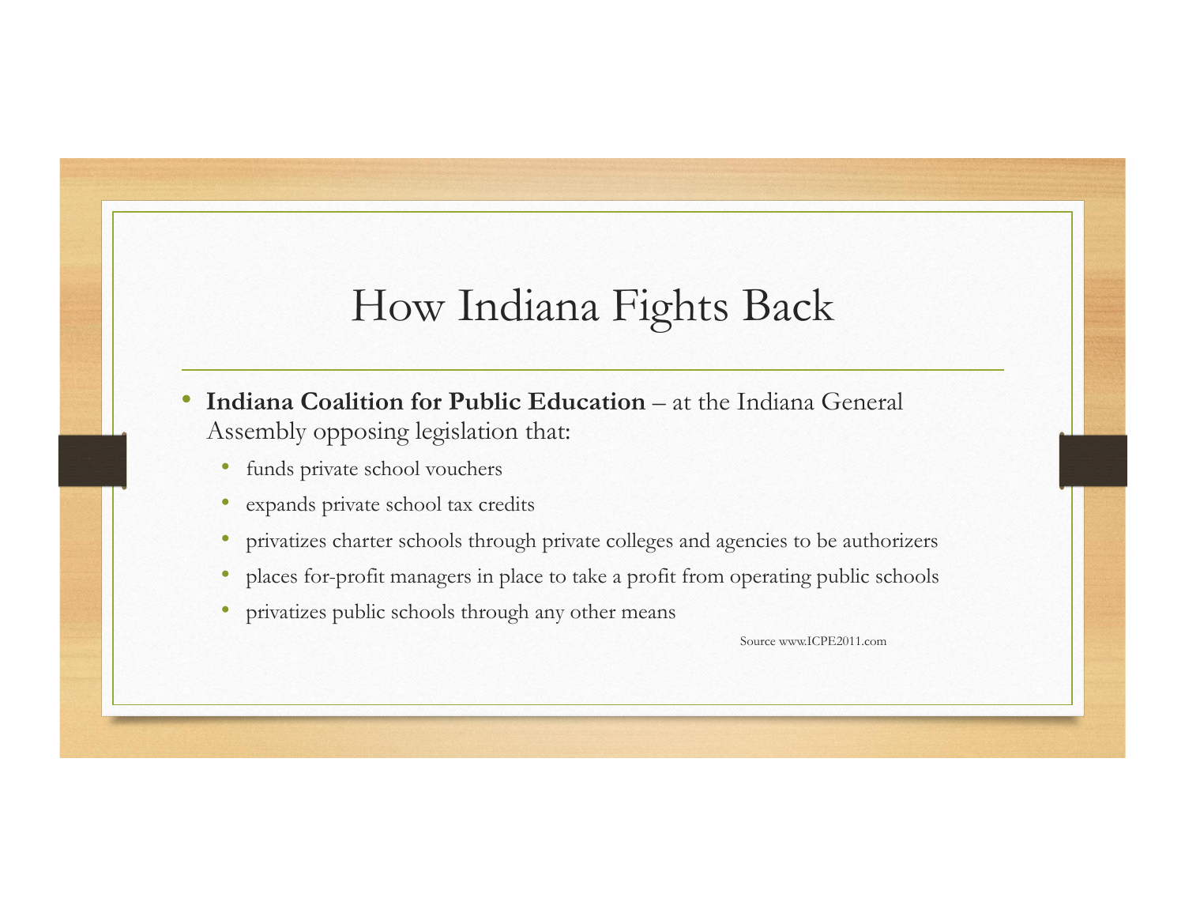# How Indiana Fights Back

- **Indiana Coalition for Public Education** – at the Indiana General Assembly opposing legislation that:
  - funds private school vouchers
  - expands private school tax credits
  - privatizes charter schools through private colleges and agencies to be authorizers
  - places for-profit managers in place to take a profit from operating public schools
  - privatizes public schools through any other means

Source www.ICPE2011.com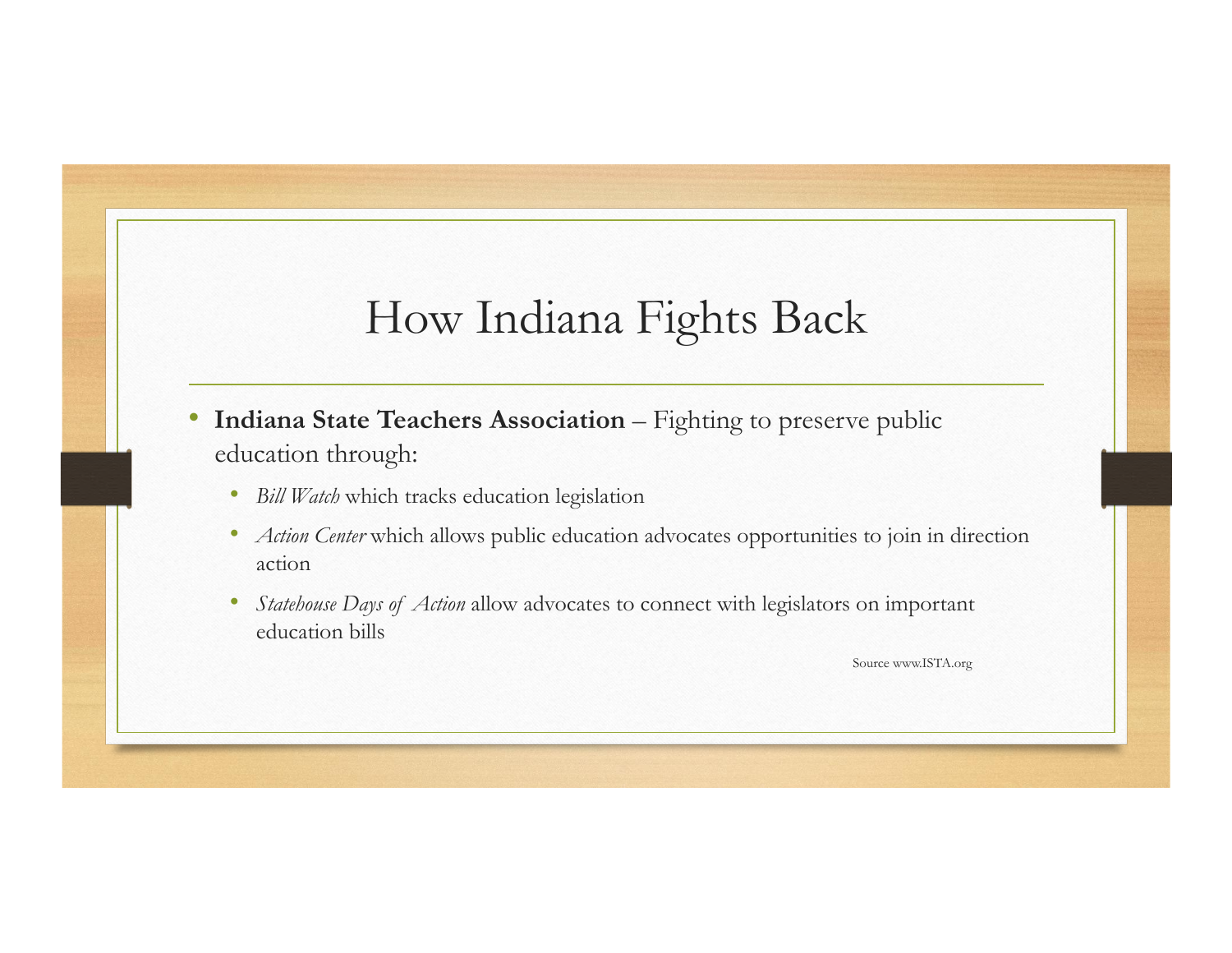# How Indiana Fights Back

- **Indiana State Teachers Association** – Fighting to preserve public education through:
  - *Bill Watch* which tracks education legislation
  - *Action Center* which allows public education advocates opportunities to join in direction action
  - *Statehouse Days of Action* allow advocates to connect with legislators on important education bills

Source www.ISTA.org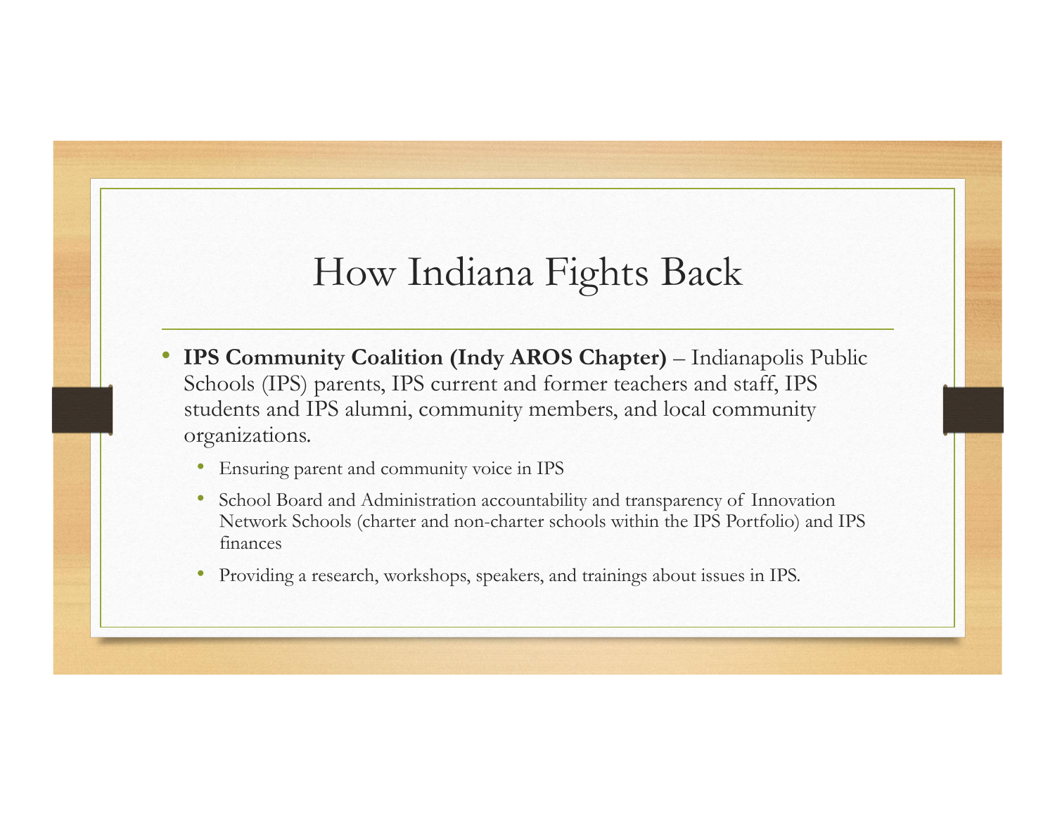# How Indiana Fights Back

- **IPS Community Coalition (Indy AROS Chapter)** – Indianapolis Public Schools (IPS) parents, IPS current and former teachers and staff, IPS students and IPS alumni, community members, and local community organizations.
  - Ensuring parent and community voice in IPS
  - School Board and Administration accountability and transparency of Innovation Network Schools (charter and non-charter schools within the IPS Portfolio) and IPS finances
  - Providing a research, workshops, speakers, and trainings about issues in IPS.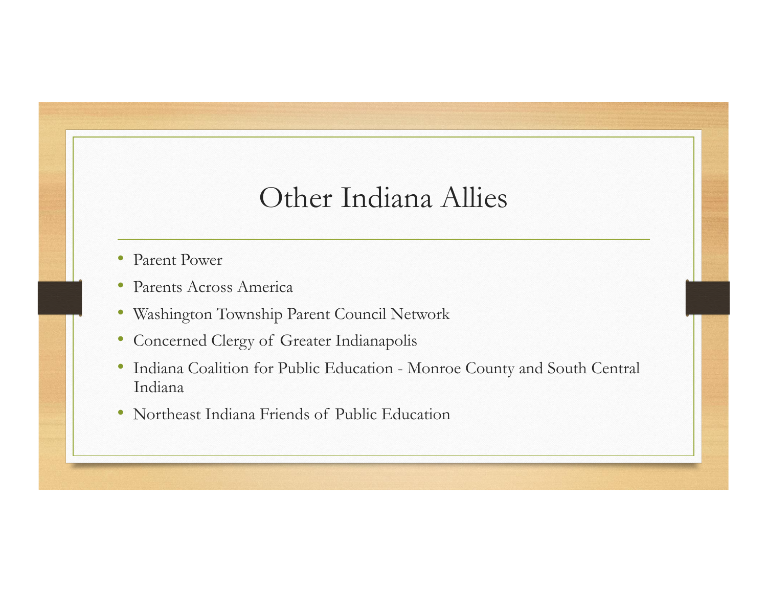# Other Indiana Allies

- Parent Power
- Parents Across America
- Washington Township Parent Council Network
- Concerned Clergy of Greater Indianapolis
- Indiana Coalition for Public Education - Monroe County and South Central Indiana
- Northeast Indiana Friends of Public Education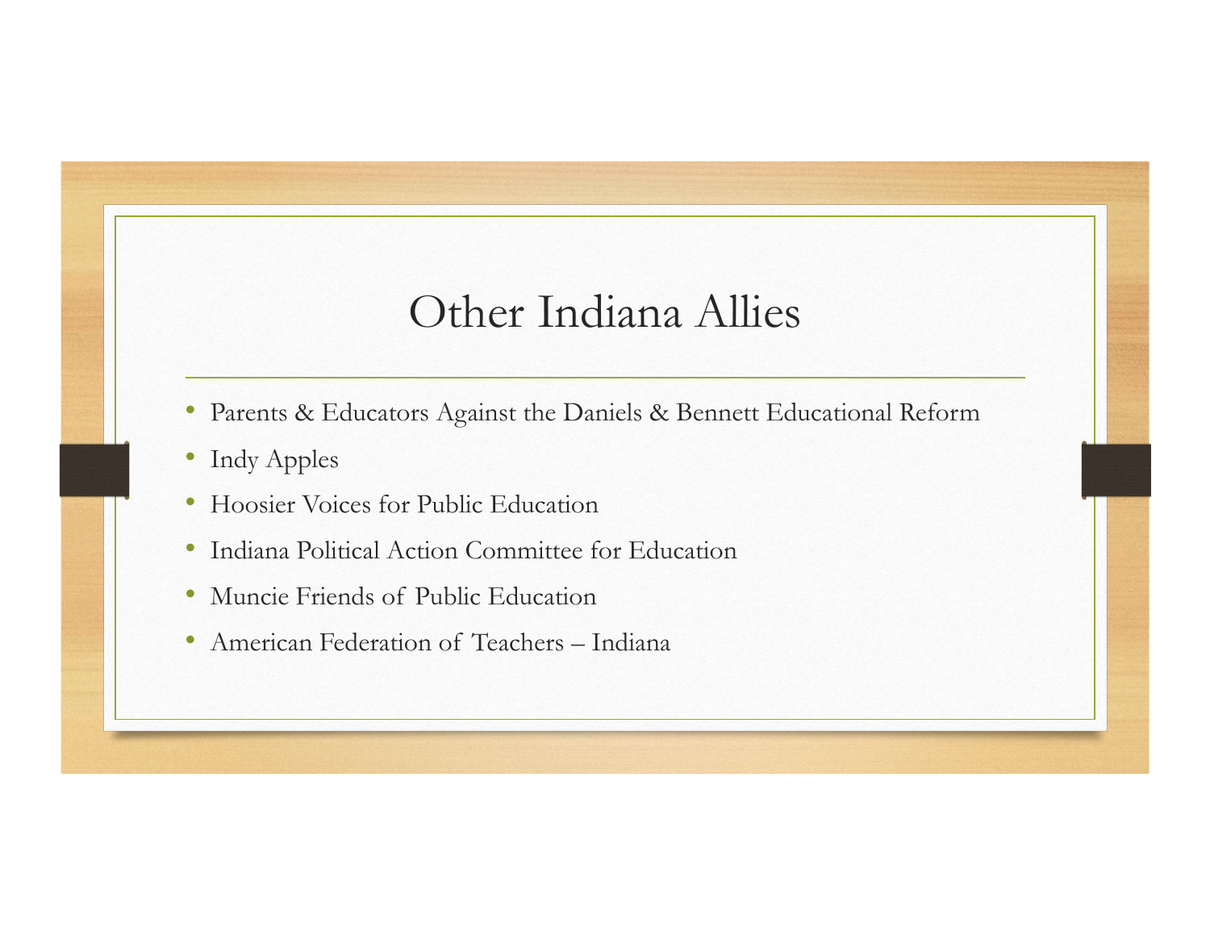# Other Indiana Allies

- Parents & Educators Against the Daniels & Bennett Educational Reform
- Indy Apples
- Hoosier Voices for Public Education
- Indiana Political Action Committee for Education
- Muncie Friends of Public Education
- American Federation of Teachers – Indiana